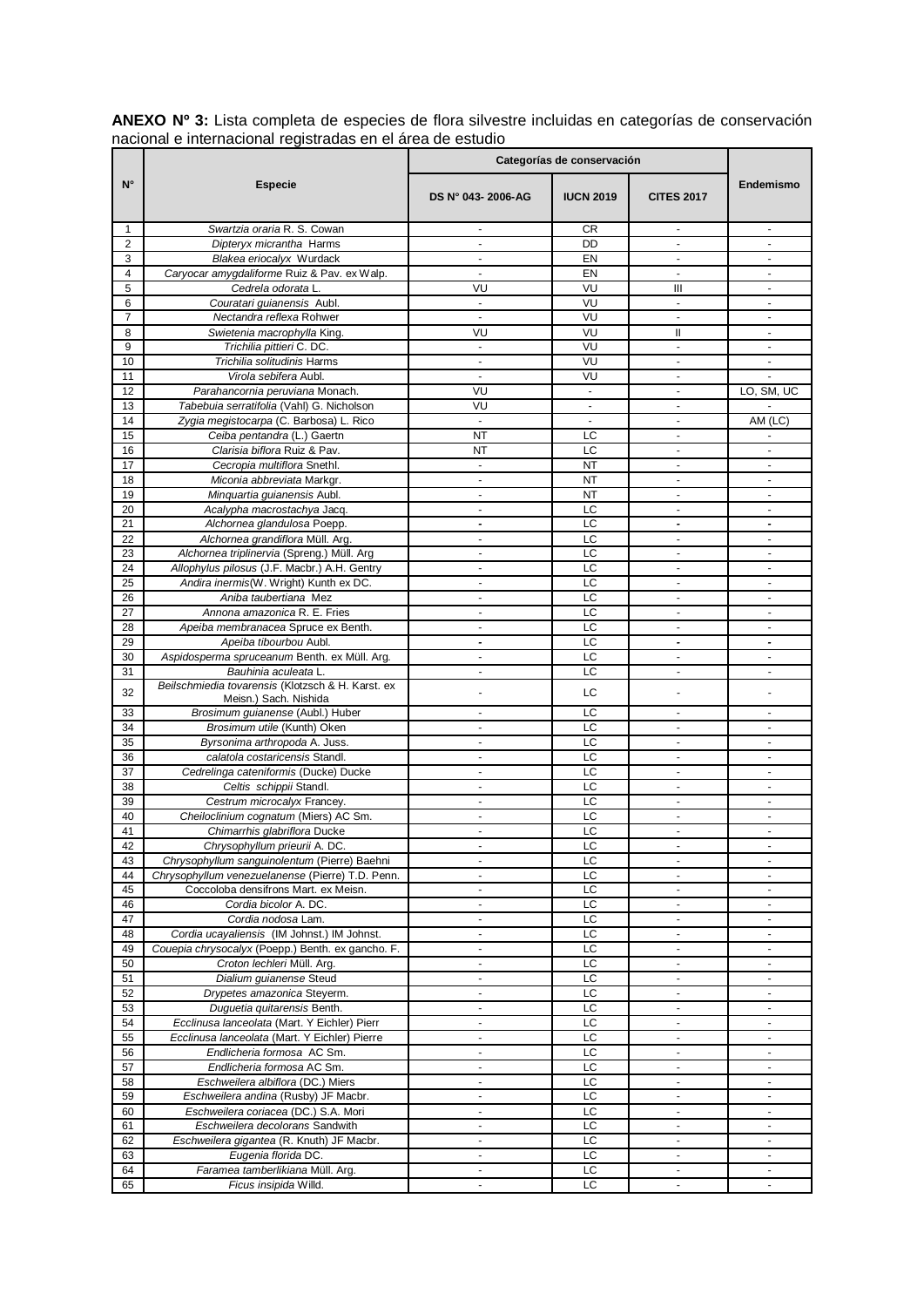**ANEXO Nº 3:** Lista completa de especies de flora silvestre incluidas en categorías de conservación nacional e internacional registradas en el área de estudio

| N° | Especie | Categorías de conservación | | | Endemismo |
|---|---|---|---|---|---|
| | | DS N° 043- 2006-AG | IUCN 2019 | CITES 2017 | |
| 1 | *Swartzia oraria* R. S. Cowan | - | CR | - | - |
| 2 | *Dipteryx micrantha* Harms | - | DD | - | - |
| 3 | *Blakea eriocalyx* Wurdack | - | EN | - | - |
| 4 | *Caryocar amygdaliforme* Ruiz & Pav. ex Walp. | - | EN | - | - |
| 5 | *Cedrela odorata* L. | VU | VU | III | - |
| 6 | *Couratari guianensis* Aubl. | - | VU | - | - |
| 7 | *Nectandra reflexa* Rohwer | - | VU | - | - |
| 8 | *Swietenia macrophylla* King. | VU | VU | II | - |
| 9 | *Trichilia pittieri* C. DC. | - | VU | - | - |
| 10 | *Trichilia solitudinis* Harms | - | VU | - | - |
| 11 | *Virola sebifera* Aubl. | - | VU | - | - |
| 12 | *Parahancornia peruviana* Monach. | VU | - | - | LO, SM, UC |
| 13 | *Tabebuia serratifolia* (Vahl) G. Nicholson | VU | - | - | - |
| 14 | *Zygia megistocarpa* (C. Barbosa) L. Rico | - | - | - | AM (LC) |
| 15 | *Ceiba pentandra* (L.) Gaertn | NT | LC | - | - |
| 16 | *Clarisia biflora* Ruiz & Pav. | NT | LC | - | - |
| 17 | *Cecropia multiflora* Snethl. | - | NT | - | - |
| 18 | *Miconia abbreviata* Markgr. | - | NT | - | - |
| 19 | *Minquartia guianensis* Aubl. | - | NT | - | - |
| 20 | *Acalypha macrostachya* Jacq. | - | LC | - | - |
| 21 | *Alchornea glandulosa* Poepp. | - | LC | - | - |
| 22 | *Alchornea grandiflora* Müll. Arg. | - | LC | - | - |
| 23 | *Alchornea triplinervia* (Spreng.) Müll. Arg | - | LC | - | - |
| 24 | *Allophylus pilosus* (J.F. Macbr.) A.H. Gentry | - | LC | - | - |
| 25 | *Andira inermis*(W. Wright) Kunth ex DC. | - | LC | - | - |
| 26 | *Aniba taubertiana* Mez | - | LC | - | - |
| 27 | *Annona amazonica* R. E. Fries | - | LC | - | - |
| 28 | *Apeiba membranacea* Spruce ex Benth. | - | LC | - | - |
| 29 | *Apeiba tibourbou* Aubl. | - | LC | - | - |
| 30 | *Aspidosperma spruceanum* Benth. ex Müll. Arg. | - | LC | - | - |
| 31 | *Bauhinia aculeata* L. | - | LC | - | - |
| 32 | *Beilschmiedia tovarensis* (Klotzsch & H. Karst. ex Meisn.) Sach. Nishida | - | LC | - | - |
| 33 | *Brosimum guianense* (Aubl.) Huber | - | LC | - | - |
| 34 | *Brosimum utile* (Kunth) Oken | - | LC | - | - |
| 35 | *Byrsonima arthropoda* A. Juss. | - | LC | - | - |
| 36 | *calatola costaricensis* Standl. | - | LC | - | - |
| 37 | *Cedrelinga cateniformis* (Ducke) Ducke | - | LC | - | - |
| 38 | *Celtis schippii* Standl. | - | LC | - | - |
| 39 | *Cestrum microcalyx* Francey. | - | LC | - | - |
| 40 | *Cheiloclinium cognatum* (Miers) AC Sm. | - | LC | - | - |
| 41 | *Chimarrhis glabriflora* Ducke | - | LC | - | - |
| 42 | *Chrysophyllum prieurii* A. DC. | - | LC | - | - |
| 43 | *Chrysophyllum sanguinolentum* (Pierre) Baehni | - | LC | - | - |
| 44 | *Chrysophyllum venezuelanense* (Pierre) T.D. Penn. | - | LC | - | - |
| 45 | Coccoloba densifrons Mart. ex Meisn. | - | LC | - | - |
| 46 | *Cordia bicolor* A. DC. | - | LC | - | - |
| 47 | *Cordia nodosa* Lam. | - | LC | - | - |
| 48 | *Cordia ucayaliensis* (IM Johnst.) IM Johnst. | - | LC | - | - |
| 49 | *Couepia chrysocalyx* (Poepp.) Benth. ex gancho. F. | - | LC | - | - |
| 50 | *Croton lechleri* Müll. Arg. | - | LC | - | - |
| 51 | *Dialium guianense* Steud | - | LC | - | - |
| 52 | *Drypetes amazonica* Steyerm. | - | LC | - | - |
| 53 | *Duguetia quitarensis* Benth. | - | LC | - | - |
| 54 | *Ecclinusa lanceolata* (Mart. Y Eichler) Pierr | - | LC | - | - |
| 55 | *Ecclinusa lanceolata* (Mart. Y Eichler) Pierre | - | LC | - | - |
| 56 | *Endlicheria formosa* AC Sm. | - | LC | - | - |
| 57 | *Endlicheria formosa* AC Sm. | - | LC | - | - |
| 58 | *Eschweilera albiflora* (DC.) Miers | - | LC | - | - |
| 59 | *Eschweilera andina* (Rusby) JF Macbr. | - | LC | - | - |
| 60 | *Eschweilera coriacea* (DC.) S.A. Mori | - | LC | - | - |
| 61 | *Eschweilera decolorans* Sandwith | - | LC | - | - |
| 62 | *Eschweilera gigantea* (R. Knuth) JF Macbr. | - | LC | - | - |
| 63 | *Eugenia florida* DC. | - | LC | - | - |
| 64 | *Faramea tamberlikiana* Müll. Arg. | - | LC | - | - |
| 65 | *Ficus insipida* Willd. | - | LC | - | - |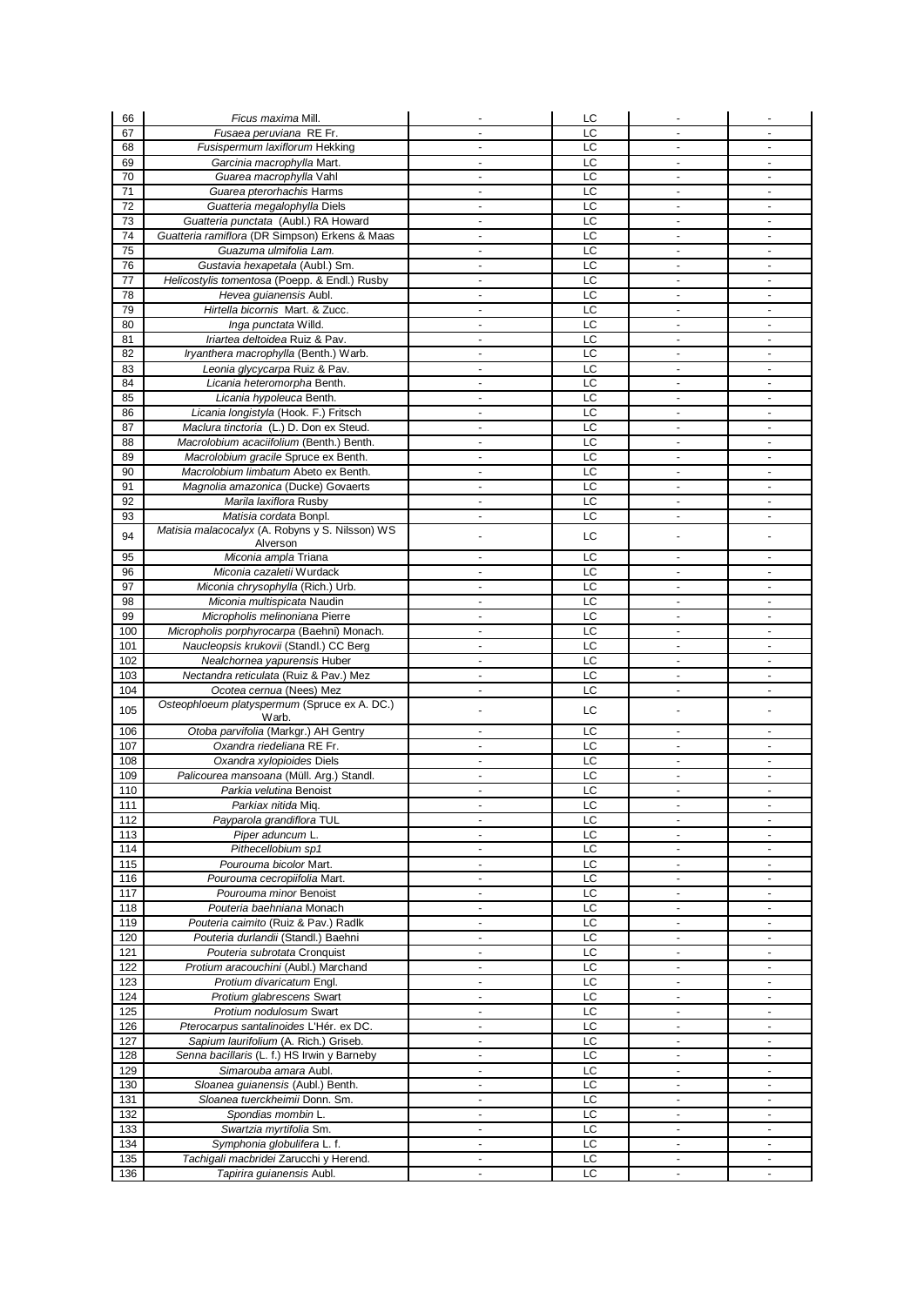| | | | | | |
|---|---|---|---|---|---|
| 66 | *Ficus maxima* Mill. | - | LC | - | - |
| 67 | *Fusaea peruviana* RE Fr. | - | LC | - | - |
| 68 | *Fusispermum laxiflorum* Hekking | - | LC | - | - |
| 69 | *Garcinia macrophylla* Mart. | - | LC | - | - |
| 70 | *Guarea macrophylla* Vahl | - | LC | - | - |
| 71 | *Guarea pterorhachis* Harms | - | LC | - | - |
| 72 | *Guatteria megalophylla* Diels | - | LC | - | - |
| 73 | *Guatteria punctata* (Aubl.) RA Howard | - | LC | - | - |
| 74 | *Guatteria ramiflora* (DR Simpson) Erkens & Maas | - | LC | - | - |
| 75 | *Guazuma ulmifolia Lam.* | - | LC | - | - |
| 76 | *Gustavia hexapetala* (Aubl.) Sm. | - | LC | - | - |
| 77 | *Helicostylis tomentosa* (Poepp. & Endl.) Rusby | - | LC | - | - |
| 78 | *Hevea guianensis* Aubl. | - | LC | - | - |
| 79 | *Hirtella bicornis* Mart. & Zucc. | - | LC | - | - |
| 80 | *Inga punctata* Willd. | - | LC | - | - |
| 81 | *Iriartea deltoidea* Ruiz & Pav. | - | LC | - | - |
| 82 | *Iryanthera macrophylla* (Benth.) Warb. | - | LC | - | - |
| 83 | *Leonia glycycarpa* Ruiz & Pav. | - | LC | - | - |
| 84 | *Licania heteromorpha* Benth. | - | LC | - | - |
| 85 | *Licania hypoleuca* Benth. | - | LC | - | - |
| 86 | *Licania longistyla* (Hook. F.) Fritsch | - | LC | - | - |
| 87 | *Maclura tinctoria* (L.) D. Don ex Steud. | - | LC | - | - |
| 88 | *Macrolobium acaciifolium* (Benth.) Benth. | - | LC | - | - |
| 89 | *Macrolobium gracile* Spruce ex Benth. | - | LC | - | - |
| 90 | *Macrolobium limbatum* Abeto ex Benth. | - | LC | - | - |
| 91 | *Magnolia amazonica* (Ducke) Govaerts | - | LC | - | - |
| 92 | *Marila laxiflora* Rusby | - | LC | - | - |
| 93 | *Matisia cordata* Bonpl. | - | LC | - | - |
| 94 | *Matisia malacocalyx* (A. Robyns y S. Nilsson) WS Alverson | - | LC | - | - |
| 95 | *Miconia ampla* Triana | - | LC | - | - |
| 96 | *Miconia cazaletii* Wurdack | - | LC | - | - |
| 97 | *Miconia chrysophylla* (Rich.) Urb. | - | LC | - | - |
| 98 | *Miconia multispicata* Naudin | - | LC | - | - |
| 99 | *Micropholis melinoniana* Pierre | - | LC | - | - |
| 100 | *Micropholis porphyrocarpa* (Baehni) Monach. | - | LC | - | - |
| 101 | *Naucleopsis krukovii* (Standl.) CC Berg | - | LC | - | - |
| 102 | *Nealchornea yapurensis* Huber | - | LC | - | - |
| 103 | *Nectandra reticulata* (Ruiz & Pav.) Mez | - | LC | - | - |
| 104 | *Ocotea cernua* (Nees) Mez | - | LC | - | - |
| 105 | *Osteophloeum platyspermum* (Spruce ex A. DC.) Warb. | - | LC | - | - |
| 106 | *Otoba parvifolia* (Markgr.) AH Gentry | - | LC | - | - |
| 107 | *Oxandra riedeliana* RE Fr. | - | LC | - | - |
| 108 | *Oxandra xylopioides* Diels | - | LC | - | - |
| 109 | *Palicourea mansoana* (Müll. Arg.) Standl. | - | LC | - | - |
| 110 | *Parkia velutina* Benoist | - | LC | - | - |
| 111 | *Parkiax nitida* Miq. | - | LC | - | - |
| 112 | *Payparola grandiflora* TUL | - | LC | - | - |
| 113 | *Piper aduncum* L. | - | LC | - | - |
| 114 | *Pithecellobium sp1* | - | LC | - | - |
| 115 | *Pourouma bicolor* Mart. | - | LC | - | - |
| 116 | *Pourouma cecropiifolia* Mart. | - | LC | - | - |
| 117 | *Pourouma minor* Benoist | - | LC | - | - |
| 118 | *Pouteria baehniana* Monach | - | LC | - | - |
| 119 | *Pouteria caimito* (Ruiz & Pav.) Radlk | - | LC | - | - |
| 120 | *Pouteria durlandii* (Standl.) Baehni | - | LC | - | - |
| 121 | *Pouteria subrotata* Cronquist | - | LC | - | - |
| 122 | *Protium aracouchini* (Aubl.) Marchand | - | LC | - | - |
| 123 | *Protium divaricatum* Engl. | - | LC | - | - |
| 124 | *Protium glabrescens* Swart | - | LC | - | - |
| 125 | *Protium nodulosum* Swart | - | LC | - | - |
| 126 | *Pterocarpus santalinoides* L'Hér. ex DC. | - | LC | - | - |
| 127 | *Sapium laurifolium* (A. Rich.) Griseb. | - | LC | - | - |
| 128 | *Senna bacillaris* (L. f.) HS Irwin y Barneby | - | LC | - | - |
| 129 | *Simarouba amara* Aubl. | - | LC | - | - |
| 130 | *Sloanea guianensis* (Aubl.) Benth. | - | LC | - | - |
| 131 | *Sloanea tuerckheimii* Donn. Sm. | - | LC | - | - |
| 132 | *Spondias mombin* L. | - | LC | - | - |
| 133 | *Swartzia myrtifolia* Sm. | - | LC | - | - |
| 134 | *Symphonia globulifera* L. f. | - | LC | - | - |
| 135 | *Tachigali macbridei* Zarucchi y Herend. | - | LC | - | - |
| 136 | *Tapirira guianensis* Aubl. | - | LC | - | - |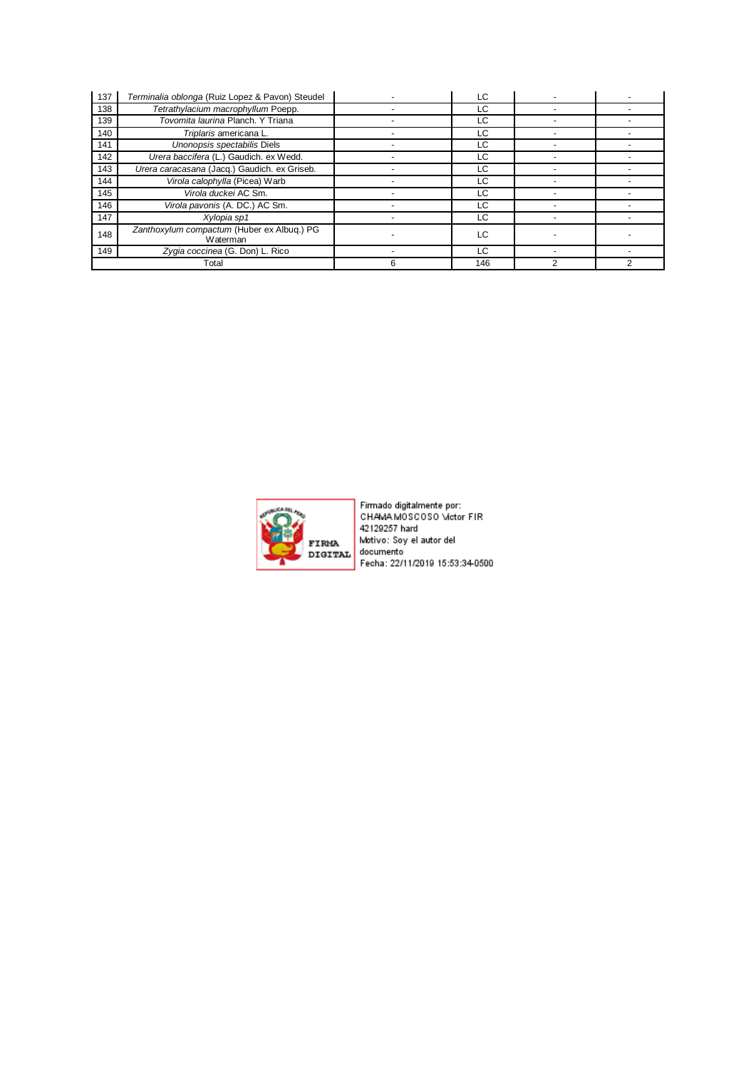| | | | | | |
|---|---|---|---|---|---|
| 137 | *Terminalia oblonga* (Ruiz Lopez & Pavon) Steudel | - | LC | - | - |
| 138 | *Tetrathylacium macrophyllum* Poepp. | - | LC | - | - |
| 139 | *Tovomita laurina* Planch. Y Triana | - | LC | - | - |
| 140 | *Triplaris* americana L. | - | LC | - | - |
| 141 | *Unonopsis spectabilis* Diels | - | LC | - | - |
| 142 | *Urera baccifera* (L.) Gaudich. ex Wedd. | - | LC | - | - |
| 143 | *Urera caracasana* (Jacq.) Gaudich. ex Griseb. | - | LC | - | - |
| 144 | *Virola calophylla* (Picea) Warb | - | LC | - | - |
| 145 | *Virola duckei* AC Sm. | - | LC | - | - |
| 146 | *Virola pavonis* (A. DC.) AC Sm. | - | LC | - | - |
| 147 | *Xylopia sp1* | - | LC | - | - |
| 148 | *Zanthoxylum compactum* (Huber ex Albuq.) PG Waterman | - | LC | - | - |
| 149 | *Zygia coccinea* (G. Don) L. Rico | - | LC | - | - |
| Total | | 6 | 146 | 2 | 2 |

FIRMA DIGITAL

Firmado digitalmente por:
CHAMA MOSCOSO Victor FIR 42129257 hard
Motivo: Soy el autor del documento
Fecha: 22/11/2019 15:53:34-0500